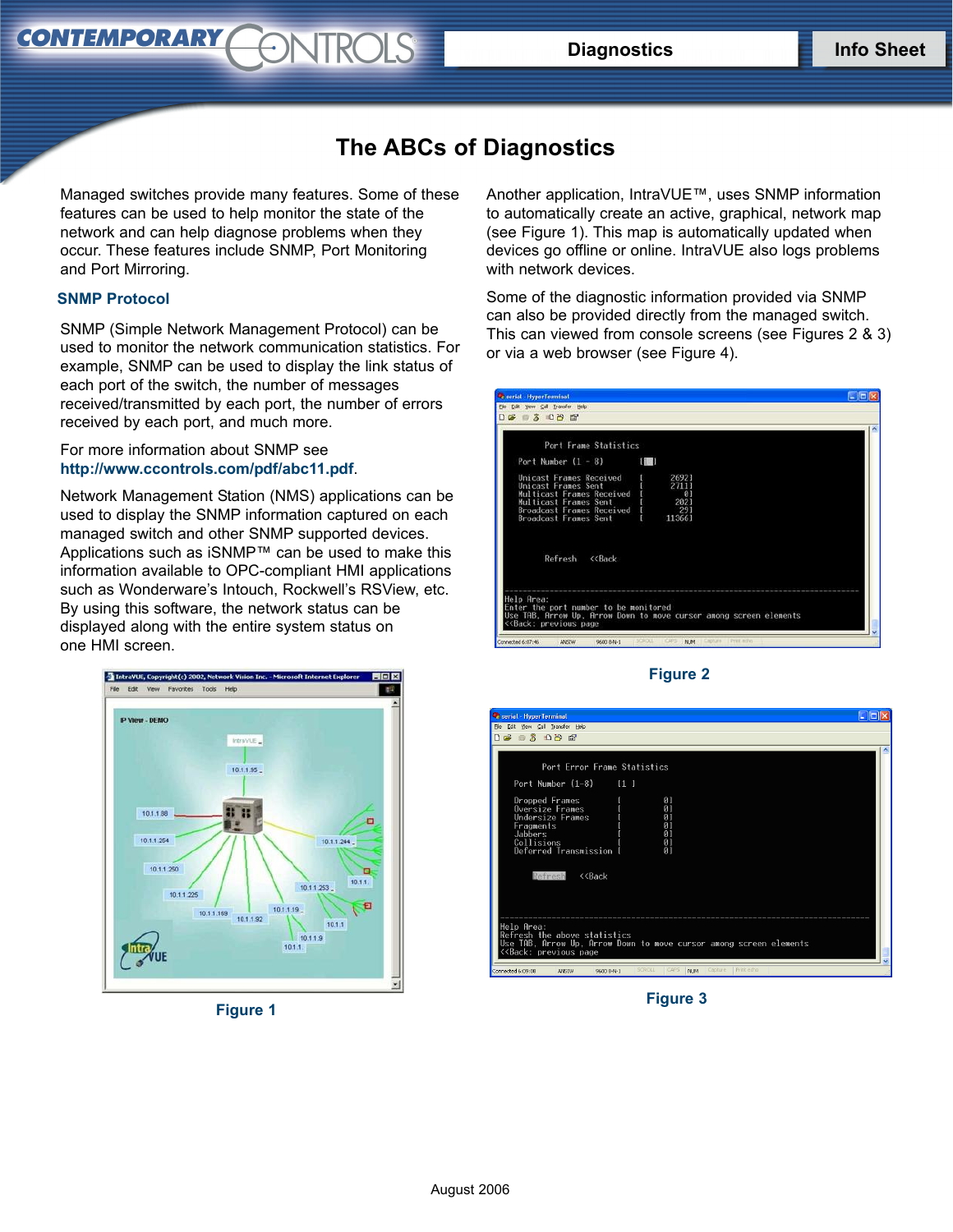# The ABCs of Diagnostics

Managed switches provide many features. Some of these features can be used to help monitor the state of the network and can help diagnose problems when they occur. These features include SNMP, Port Monitoring and Port Mirroring.

## SNMP Protocol

SNMP (Simple Network Management Protocol) can be used to monitor the network communication statistics. For example, SNMP can be used to display the link status of each port of the switch, the number of messages received/transmitted by each port, the number of errors received by each port, and much more.

For more information about SNMP see **http://www.ccontrols.com/pdf/abc11.pdf**.

Network Management Station (NMS) applications can be used to display the SNMP information captured on each managed switch and other SNMP supported devices. Applications such as iSNMP™ can be used to make this information available to OPC-compliant HMI applications such as Wonderware's Intouch, Rockwell's RSView, etc. By using this software, the network status can be displayed along with the entire system status on one HMI screen.

Figure 1

Another application, IntraVUE™, uses SNMP information to automatically create an active, graphical, network map (see Figure 1). This map is automatically updated when devices go offline or online. IntraVUE also logs problems with network devices.

Some of the diagnostic information provided via SNMP can also be provided directly from the managed switch. This can viewed from console screens (see Figures 2 & 3) or via a web browser (see Figure 4).

Figure 2

Figure 3

August 2006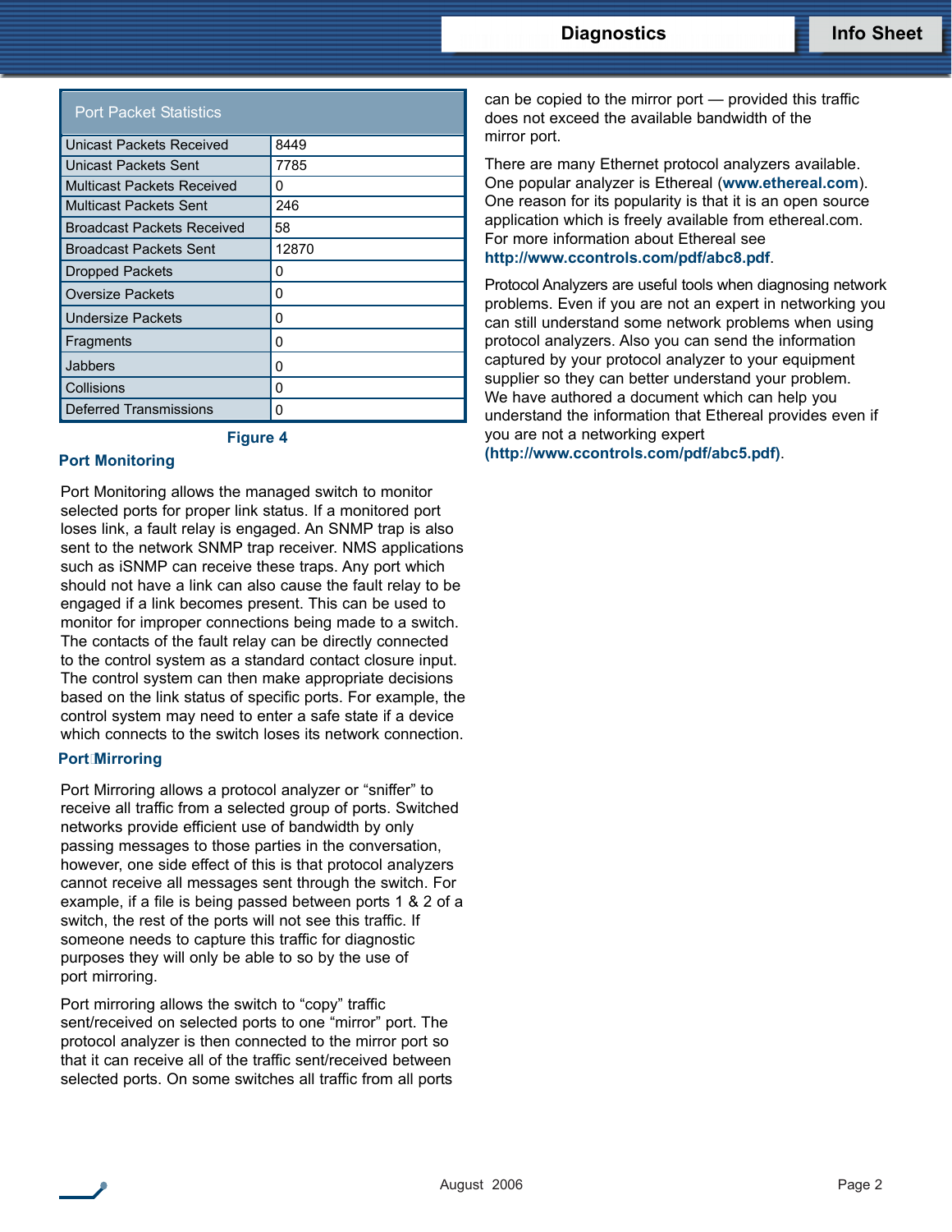| Port Packet Statistics | |
|---|---|
| Unicast Packets Received | 8449 |
| Unicast Packets Sent | 7785 |
| Multicast Packets Received | 0 |
| Multicast Packets Sent | 246 |
| Broadcast Packets Received | 58 |
| Broadcast Packets Sent | 12870 |
| Dropped Packets | 0 |
| Oversize Packets | 0 |
| Undersize Packets | 0 |
| Fragments | 0 |
| Jabbers | 0 |
| Collisions | 0 |
| Deferred Transmissions | 0 |

Figure 4

## Port Monitoring

Port Monitoring allows the managed switch to monitor selected ports for proper link status. If a monitored port loses link, a fault relay is engaged. An SNMP trap is also sent to the network SNMP trap receiver. NMS applications such as iSNMP can receive these traps. Any port which should not have a link can also cause the fault relay to be engaged if a link becomes present. This can be used to monitor for improper connections being made to a switch. The contacts of the fault relay can be directly connected to the control system as a standard contact closure input. The control system can then make appropriate decisions based on the link status of specific ports. For example, the control system may need to enter a safe state if a device which connects to the switch loses its network connection.

## Port Mirroring

Port Mirroring allows a protocol analyzer or “sniffer” to receive all traffic from a selected group of ports. Switched networks provide efficient use of bandwidth by only passing messages to those parties in the conversation, however, one side effect of this is that protocol analyzers cannot receive all messages sent through the switch. For example, if a file is being passed between ports 1 & 2 of a switch, the rest of the ports will not see this traffic. If someone needs to capture this traffic for diagnostic purposes they will only be able to so by the use of port mirroring.

Port mirroring allows the switch to “copy” traffic sent/received on selected ports to one “mirror” port. The protocol analyzer is then connected to the mirror port so that it can receive all of the traffic sent/received between selected ports. On some switches all traffic from all ports can be copied to the mirror port — provided this traffic does not exceed the available bandwidth of the mirror port.

There are many Ethernet protocol analyzers available. One popular analyzer is Ethereal (**www.ethereal.com**). One reason for its popularity is that it is an open source application which is freely available from ethereal.com. For more information about Ethereal see **http://www.ccontrols.com/pdf/abc8.pdf**.

Protocol Analyzers are useful tools when diagnosing network problems. Even if you are not an expert in networking you can still understand some network problems when using protocol analyzers. Also you can send the information captured by your protocol analyzer to your equipment supplier so they can better understand your problem. We have authored a document which can help you understand the information that Ethereal provides even if you are not a networking expert **(http://www.ccontrols.com/pdf/abc5.pdf)**.